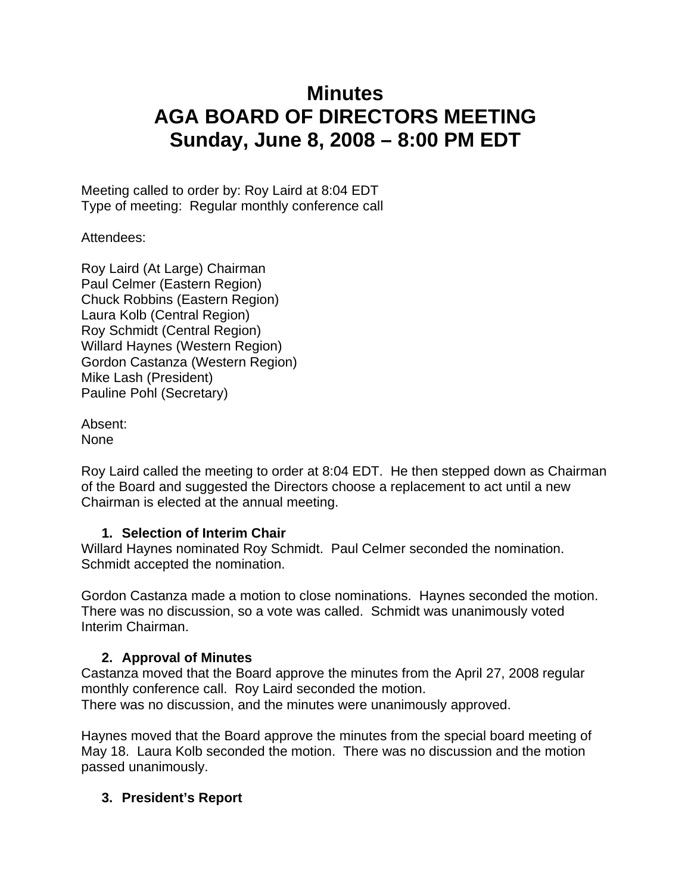# Minutes
# AGA BOARD OF DIRECTORS MEETING
# Sunday, June 8, 2008 – 8:00 PM EDT

Meeting called to order by: Roy Laird at 8:04 EDT
Type of meeting: Regular monthly conference call

Attendees:

Roy Laird (At Large) Chairman
Paul Celmer (Eastern Region)
Chuck Robbins (Eastern Region)
Laura Kolb (Central Region)
Roy Schmidt (Central Region)
Willard Haynes (Western Region)
Gordon Castanza (Western Region)
Mike Lash (President)
Pauline Pohl (Secretary)

Absent:
None

Roy Laird called the meeting to order at 8:04 EDT. He then stepped down as Chairman of the Board and suggested the Directors choose a replacement to act until a new Chairman is elected at the annual meeting.

1. **Selection of Interim Chair**

Willard Haynes nominated Roy Schmidt. Paul Celmer seconded the nomination. Schmidt accepted the nomination.

Gordon Castanza made a motion to close nominations. Haynes seconded the motion. There was no discussion, so a vote was called. Schmidt was unanimously voted Interim Chairman.

2. **Approval of Minutes**

Castanza moved that the Board approve the minutes from the April 27, 2008 regular monthly conference call. Roy Laird seconded the motion.
There was no discussion, and the minutes were unanimously approved.

Haynes moved that the Board approve the minutes from the special board meeting of May 18. Laura Kolb seconded the motion. There was no discussion and the motion passed unanimously.

3. **President's Report**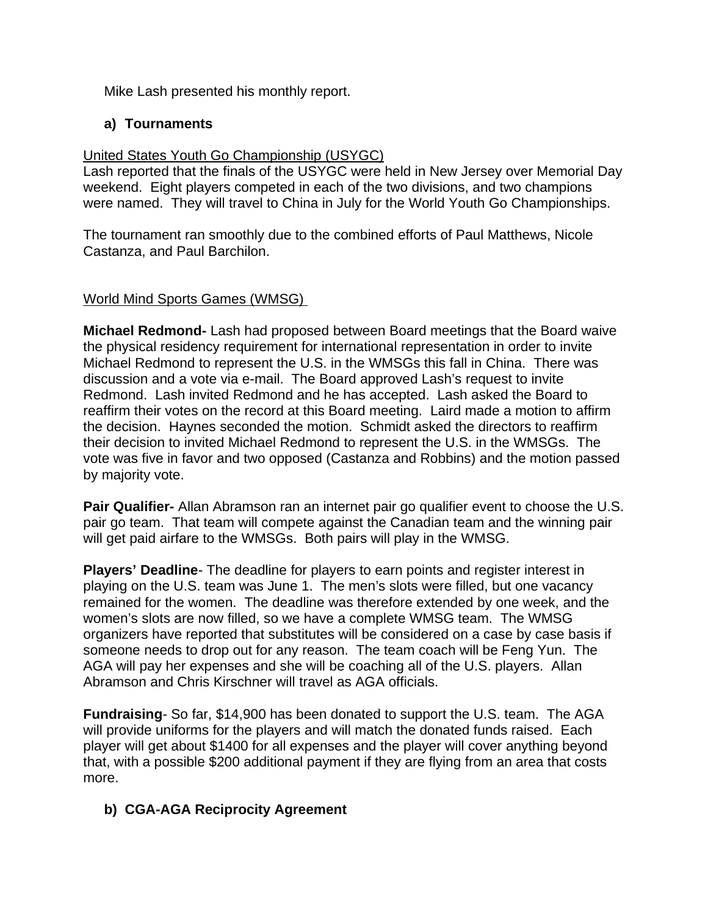Mike Lash presented his monthly report.

### a) Tournaments

United States Youth Go Championship (USYGC)

Lash reported that the finals of the USYGC were held in New Jersey over Memorial Day weekend. Eight players competed in each of the two divisions, and two champions were named. They will travel to China in July for the World Youth Go Championships.

The tournament ran smoothly due to the combined efforts of Paul Matthews, Nicole Castanza, and Paul Barchilon.

World Mind Sports Games (WMSG)

**Michael Redmond-** Lash had proposed between Board meetings that the Board waive the physical residency requirement for international representation in order to invite Michael Redmond to represent the U.S. in the WMSGs this fall in China. There was discussion and a vote via e-mail. The Board approved Lash's request to invite Redmond. Lash invited Redmond and he has accepted. Lash asked the Board to reaffirm their votes on the record at this Board meeting. Laird made a motion to affirm the decision. Haynes seconded the motion. Schmidt asked the directors to reaffirm their decision to invited Michael Redmond to represent the U.S. in the WMSGs. The vote was five in favor and two opposed (Castanza and Robbins) and the motion passed by majority vote.

**Pair Qualifier-** Allan Abramson ran an internet pair go qualifier event to choose the U.S. pair go team. That team will compete against the Canadian team and the winning pair will get paid airfare to the WMSGs. Both pairs will play in the WMSG.

**Players' Deadline**- The deadline for players to earn points and register interest in playing on the U.S. team was June 1. The men's slots were filled, but one vacancy remained for the women. The deadline was therefore extended by one week, and the women's slots are now filled, so we have a complete WMSG team. The WMSG organizers have reported that substitutes will be considered on a case by case basis if someone needs to drop out for any reason. The team coach will be Feng Yun. The AGA will pay her expenses and she will be coaching all of the U.S. players. Allan Abramson and Chris Kirschner will travel as AGA officials.

**Fundraising**- So far, $14,900 has been donated to support the U.S. team. The AGA will provide uniforms for the players and will match the donated funds raised. Each player will get about $1400 for all expenses and the player will cover anything beyond that, with a possible $200 additional payment if they are flying from an area that costs more.

### b) CGA-AGA Reciprocity Agreement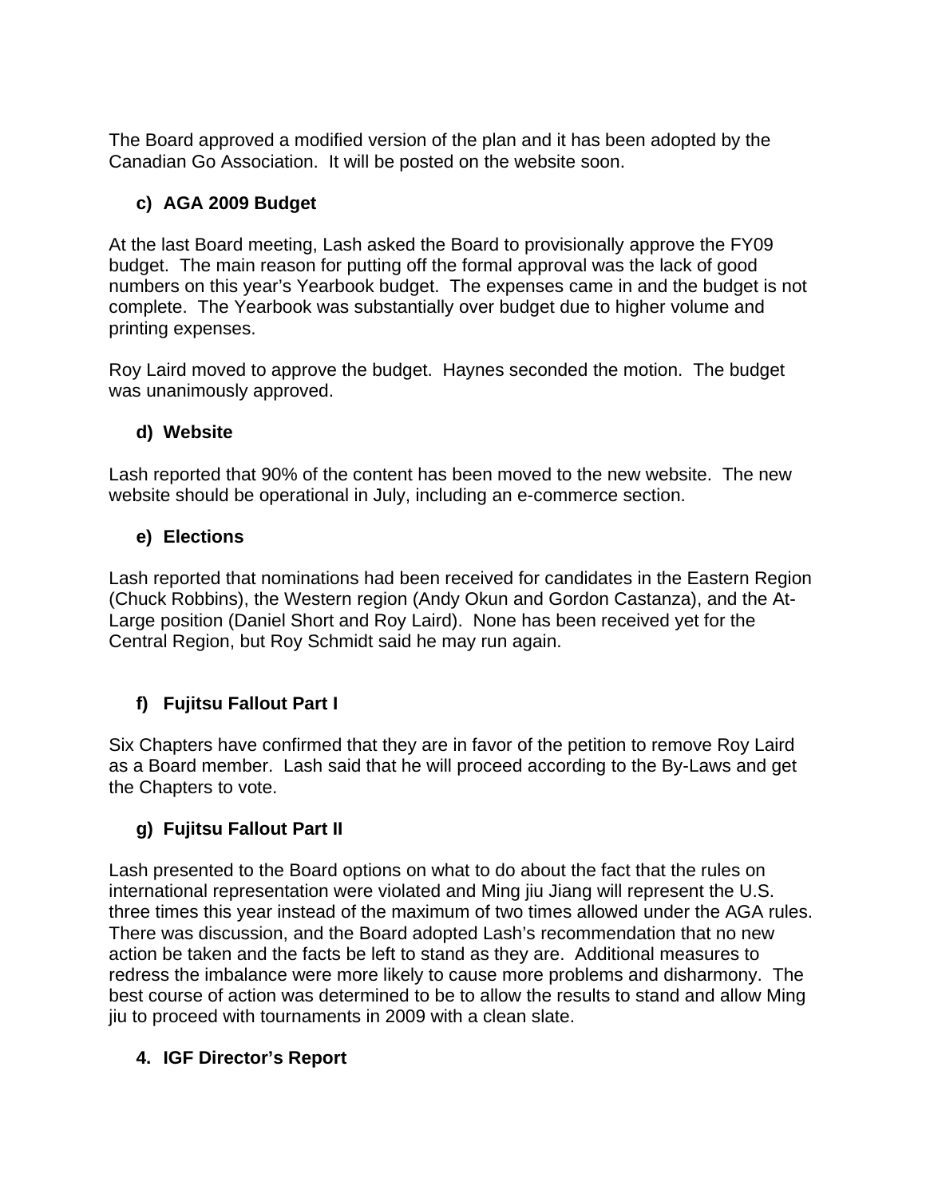The Board approved a modified version of the plan and it has been adopted by the Canadian Go Association. It will be posted on the website soon.

**c) AGA 2009 Budget**

At the last Board meeting, Lash asked the Board to provisionally approve the FY09 budget. The main reason for putting off the formal approval was the lack of good numbers on this year's Yearbook budget. The expenses came in and the budget is not complete. The Yearbook was substantially over budget due to higher volume and printing expenses.

Roy Laird moved to approve the budget. Haynes seconded the motion. The budget was unanimously approved.

**d) Website**

Lash reported that 90% of the content has been moved to the new website. The new website should be operational in July, including an e-commerce section.

**e) Elections**

Lash reported that nominations had been received for candidates in the Eastern Region (Chuck Robbins), the Western region (Andy Okun and Gordon Castanza), and the At-Large position (Daniel Short and Roy Laird). None has been received yet for the Central Region, but Roy Schmidt said he may run again.

**f) Fujitsu Fallout Part I**

Six Chapters have confirmed that they are in favor of the petition to remove Roy Laird as a Board member. Lash said that he will proceed according to the By-Laws and get the Chapters to vote.

**g) Fujitsu Fallout Part II**

Lash presented to the Board options on what to do about the fact that the rules on international representation were violated and Ming jiu Jiang will represent the U.S. three times this year instead of the maximum of two times allowed under the AGA rules. There was discussion, and the Board adopted Lash's recommendation that no new action be taken and the facts be left to stand as they are. Additional measures to redress the imbalance were more likely to cause more problems and disharmony. The best course of action was determined to be to allow the results to stand and allow Ming jiu to proceed with tournaments in 2009 with a clean slate.

**4. IGF Director's Report**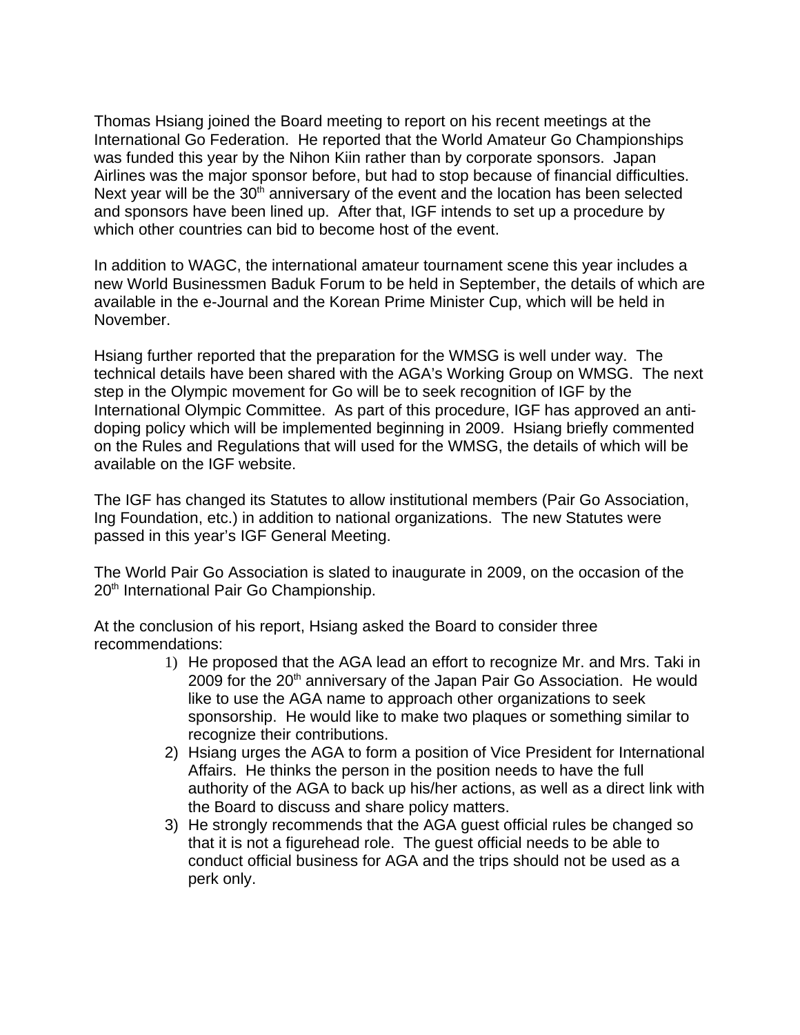Thomas Hsiang joined the Board meeting to report on his recent meetings at the International Go Federation. He reported that the World Amateur Go Championships was funded this year by the Nihon Kiin rather than by corporate sponsors. Japan Airlines was the major sponsor before, but had to stop because of financial difficulties. Next year will be the 30th anniversary of the event and the location has been selected and sponsors have been lined up. After that, IGF intends to set up a procedure by which other countries can bid to become host of the event.

In addition to WAGC, the international amateur tournament scene this year includes a new World Businessmen Baduk Forum to be held in September, the details of which are available in the e-Journal and the Korean Prime Minister Cup, which will be held in November.

Hsiang further reported that the preparation for the WMSG is well under way. The technical details have been shared with the AGA's Working Group on WMSG. The next step in the Olympic movement for Go will be to seek recognition of IGF by the International Olympic Committee. As part of this procedure, IGF has approved an anti-doping policy which will be implemented beginning in 2009. Hsiang briefly commented on the Rules and Regulations that will used for the WMSG, the details of which will be available on the IGF website.

The IGF has changed its Statutes to allow institutional members (Pair Go Association, Ing Foundation, etc.) in addition to national organizations. The new Statutes were passed in this year's IGF General Meeting.

The World Pair Go Association is slated to inaugurate in 2009, on the occasion of the 20th International Pair Go Championship.

At the conclusion of his report, Hsiang asked the Board to consider three recommendations:

1) He proposed that the AGA lead an effort to recognize Mr. and Mrs. Taki in 2009 for the 20th anniversary of the Japan Pair Go Association. He would like to use the AGA name to approach other organizations to seek sponsorship. He would like to make two plaques or something similar to recognize their contributions.
2) Hsiang urges the AGA to form a position of Vice President for International Affairs. He thinks the person in the position needs to have the full authority of the AGA to back up his/her actions, as well as a direct link with the Board to discuss and share policy matters.
3) He strongly recommends that the AGA guest official rules be changed so that it is not a figurehead role. The guest official needs to be able to conduct official business for AGA and the trips should not be used as a perk only.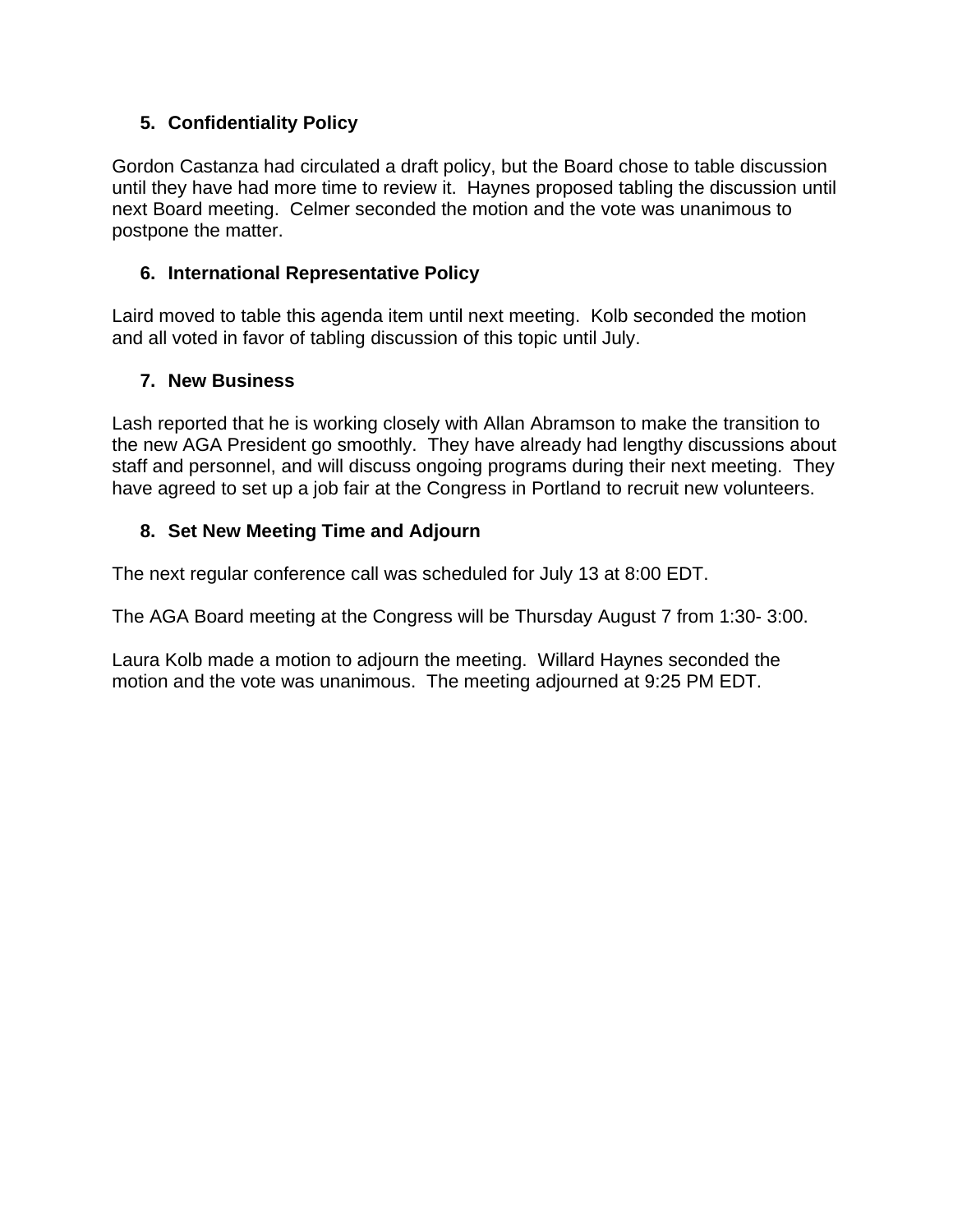5. **Confidentiality Policy**

Gordon Castanza had circulated a draft policy, but the Board chose to table discussion until they have had more time to review it. Haynes proposed tabling the discussion until next Board meeting. Celmer seconded the motion and the vote was unanimous to postpone the matter.

6. **International Representative Policy**

Laird moved to table this agenda item until next meeting. Kolb seconded the motion and all voted in favor of tabling discussion of this topic until July.

7. **New Business**

Lash reported that he is working closely with Allan Abramson to make the transition to the new AGA President go smoothly. They have already had lengthy discussions about staff and personnel, and will discuss ongoing programs during their next meeting. They have agreed to set up a job fair at the Congress in Portland to recruit new volunteers.

8. **Set New Meeting Time and Adjourn**

The next regular conference call was scheduled for July 13 at 8:00 EDT.

The AGA Board meeting at the Congress will be Thursday August 7 from 1:30- 3:00.

Laura Kolb made a motion to adjourn the meeting. Willard Haynes seconded the motion and the vote was unanimous. The meeting adjourned at 9:25 PM EDT.